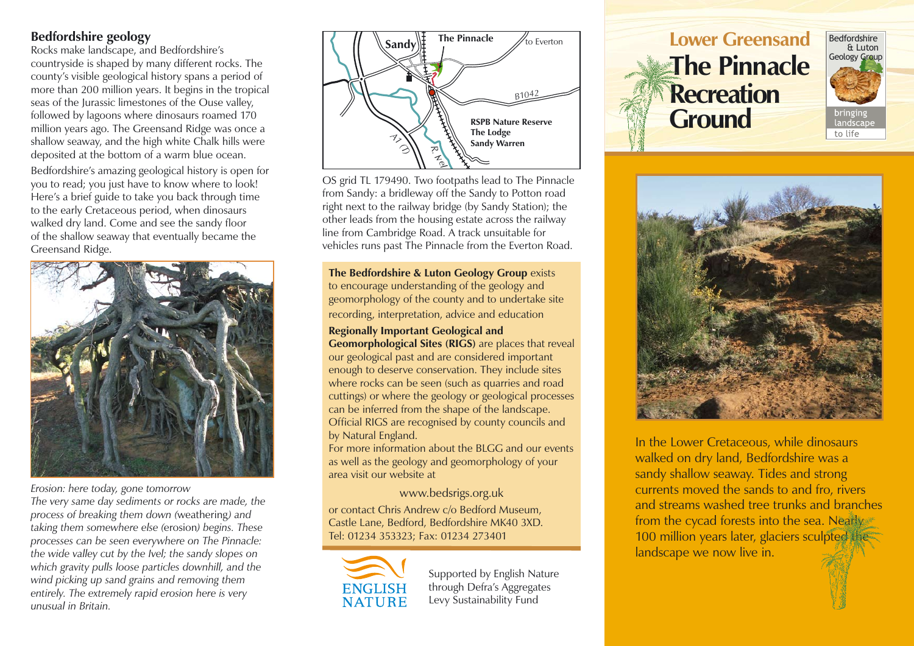## Bedfordshire geology

Rocks make landscape, and Bedfordshire's countryside is shaped by many different rocks. The county's visible geological history spans a period of more than 200 million years. It begins in the tropical seas of the Jurassic limestones of the Ouse valley, followed by lagoons where dinosaurs roamed 170 million years ago. The Greensand Ridge was once a shallow seaway, and the high white Chalk hills were deposited at the bottom of a warm blue ocean.

Bedfordshire's amazing geological history is open for you to read; you just have to know where to look! Here's a brief guide to take you back through time to the early Cretaceous period, when dinosaurs walked dry land. Come and see the sandy floor of the shallow seaway that eventually became the Greensand Ridge.

*Erosion: here today, gone tomorrow*
*The very same day sediments or rocks are made, the process of breaking them down (*weathering*) and taking them somewhere else (*erosion*) begins. These processes can be seen everywhere on The Pinnacle: the wide valley cut by the Ivel; the sandy slopes on which gravity pulls loose particles downhill, and the wind picking up sand grains and removing them entirely. The extremely rapid erosion here is very unusual in Britain.*

OS grid TL 179490. Two footpaths lead to The Pinnacle from Sandy: a bridleway off the Sandy to Potton road right next to the railway bridge (by Sandy Station); the other leads from the housing estate across the railway line from Cambridge Road. A track unsuitable for vehicles runs past The Pinnacle from the Everton Road.

**The Bedfordshire & Luton Geology Group** exists to encourage understanding of the geology and geomorphology of the county and to undertake site recording, interpretation, advice and education

**Regionally Important Geological and Geomorphological Sites (RIGS)** are places that reveal our geological past and are considered important enough to deserve conservation. They include sites where rocks can be seen (such as quarries and road cuttings) or where the geology or geological processes can be inferred from the shape of the landscape. Official RIGS are recognised by county councils and by Natural England.

For more information about the BLGG and our events as well as the geology and geomorphology of your area visit our website at

www.bedsrigs.org.uk

or contact Chris Andrew c/o Bedford Museum, Castle Lane, Bedford, Bedfordshire MK40 3XD.
Tel: 01234 353323; Fax: 01234 273401

Supported by English Nature through Defra's Aggregates Levy Sustainability Fund

# Lower Greensand
# The Pinnacle Recreation Ground

Bedfordshire & Luton Geology Group — bringing landscape to life

In the Lower Cretaceous, while dinosaurs walked on dry land, Bedfordshire was a sandy shallow seaway. Tides and strong currents moved the sands to and fro, rivers and streams washed tree trunks and branches from the cycad forests into the sea. Nearly 100 million years later, glaciers sculpted the landscape we now live in.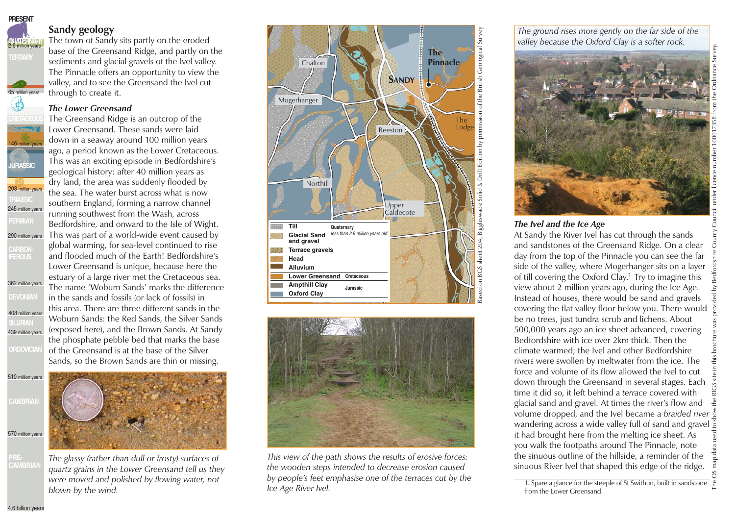PRESENT

QUATERNARY
2.6 million years
TERTIARY
65 million years
CRETACEOUS
146 million years
JURASSIC
208 million years
TRIASSIC
245 million years
PERMIAN
290 million years
CARBONIFEROUS
362 million years
DEVONIAN
408 million years
SILURIAN
439 million years
ORDOVICIAN
510 million years
CAMBRIAN
570 million years
PRE-CAMBRIAN
4.6 billion years

## Sandy geology

The town of Sandy sits partly on the eroded base of the Greensand Ridge, and partly on the sediments and glacial gravels of the Ivel valley. The Pinnacle offers an opportunity to view the valley, and to see the Greensand the Ivel cut through to create it.

### *The Lower Greensand*

The Greensand Ridge is an outcrop of the Lower Greensand. These sands were laid down in a seaway around 100 million years ago, a period known as the Lower Cretaceous. This was an exciting episode in Bedfordshire's geological history: after 40 million years as dry land, the area was suddenly flooded by the sea. The water burst across what is now southern England, forming a narrow channel running southwest from the Wash, across Bedfordshire, and onward to the Isle of Wight. This was part of a world-wide event caused by global warming, for sea-level continued to rise and flooded much of the Earth! Bedfordshire's Lower Greensand is unique, because here the estuary of a large river met the Cretaceous sea. The name 'Woburn Sands' marks the difference in the sands and fossils (or lack of fossils) in this area. There are three different sands in the Woburn Sands: the Red Sands, the Silver Sands (exposed here), and the Brown Sands. At Sandy the phosphate pebble bed that marks the base of the Greensand is at the base of the Silver Sands, so the Brown Sands are thin or missing.

*The glassy (rather than dull or frosty) surfaces of quartz grains in the Lower Greensand tell us they were moved and polished by flowing water, not blown by the wind.*

Chalton
Mogerhanger
Sandy
The Pinnacle
Beeston
The Lodge
Northill
Upper Caldecote

| | | |
|---|---|---|
| Till | Quaternary | less than 2.6 million years old |
| Glacial Sand and gravel | | |
| Terrace gravels | | |
| Head | | |
| Alluvium | | |
| Lower Greensand | Cretaceous | |
| Ampthill Clay | Jurassic | |
| Oxford Clay | | |

Based on BGS sheet 204, Biggleswade Solid & Drift Edition by permission of the British Geological Survey

*This view of the path shows the results of erosive forces: the wooden steps intended to decrease erosion caused by people's feet emphasise one of the terraces cut by the Ice Age River Ivel.*

*The ground rises more gently on the far side of the valley because the Oxford Clay is a softer rock.*

### *The Ivel and the Ice Age*

At Sandy the River Ivel has cut through the sands and sandstones of the Greensand Ridge. On a clear day from the top of the Pinnacle you can see the far side of the valley, where Mogerhanger sits on a layer of till covering the Oxford Clay.[1] Try to imagine this view about 2 million years ago, during the Ice Age. Instead of houses, there would be sand and gravels covering the flat valley floor below you. There would be no trees, just tundra scrub and lichens. About 500,000 years ago an ice sheet advanced, covering Bedfordshire with ice over 2km thick. Then the climate warmed; the Ivel and other Bedfordshire rivers were swollen by meltwater from the ice. The force and volume of its flow allowed the Ivel to cut down through the Greensand in several stages. Each time it did so, it left behind a *terrace* covered with glacial sand and gravel. At times the river's flow and volume dropped, and the Ivel became a *braided river* wandering across a wide valley full of sand and gravel it had brought here from the melting ice sheet. As you walk the footpaths around The Pinnacle, note the sinuous outline of the hillside, a reminder of the sinuous River Ivel that shaped this edge of the ridge.

1. Spare a glance for the steeple of St Swithun, built in sandstone from the Lower Greensand.

The OS map data used to show the RIGS site in this brochure was provided by Bedfordshire County Council under licence number 100017358 from the Ordnance Survey.